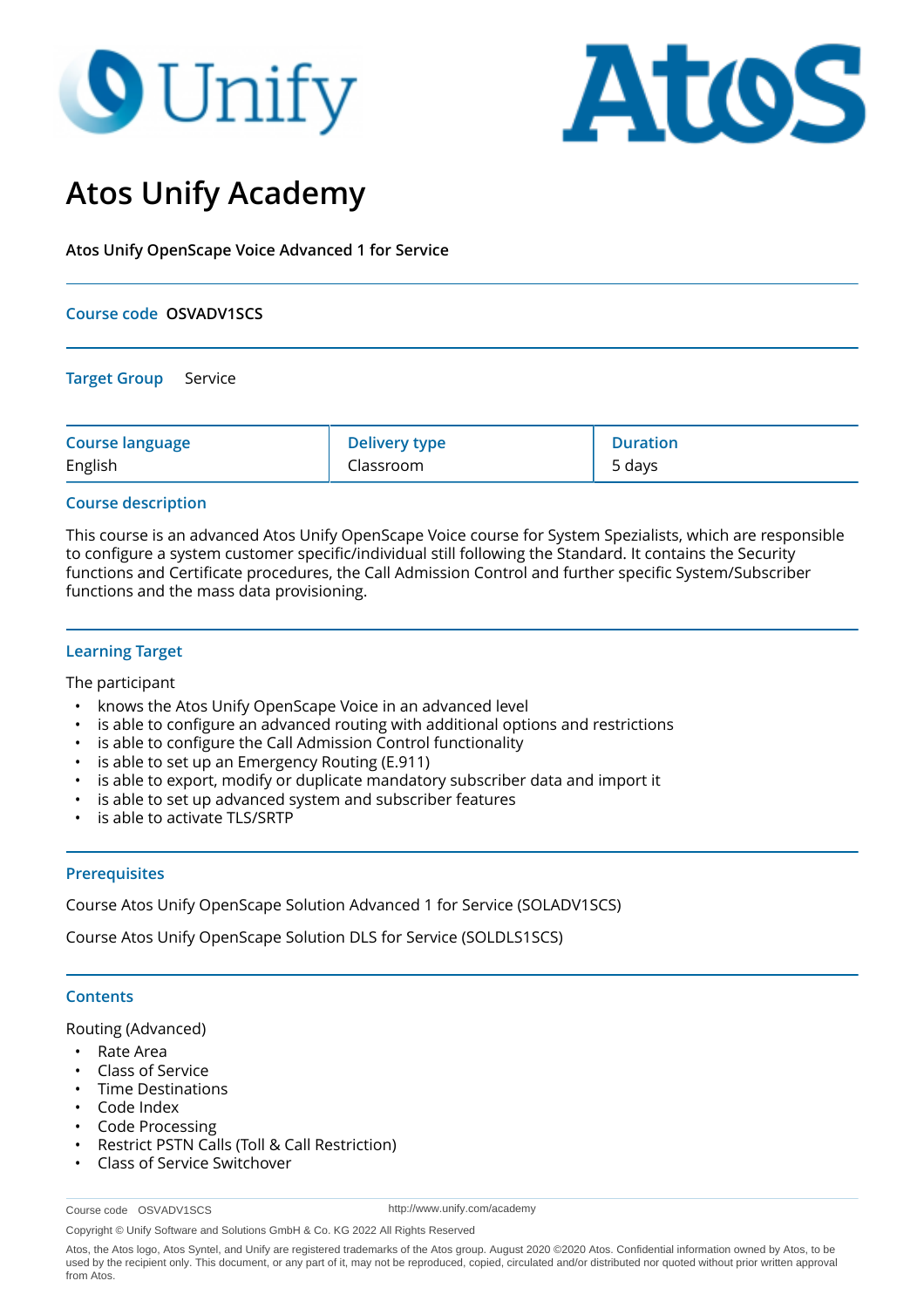# Atos Unify Academy

**Atos Unify OpenScape Voice Advanced 1 for Service**

**Course code** **OSVADV1SCS**

**Target Group** Service

| Course language | Delivery type | Duration |
|---|---|---|
| English | Classroom | 5 days |

## Course description

This course is an advanced Atos Unify OpenScape Voice course for System Spezialists, which are responsible to configure a system customer specific/individual still following the Standard. It contains the Security functions and Certificate procedures, the Call Admission Control and further specific System/Subscriber functions and the mass data provisioning.

## Learning Target

The participant

- knows the Atos Unify OpenScape Voice in an advanced level
- is able to configure an advanced routing with additional options and restrictions
- is able to configure the Call Admission Control functionality
- is able to set up an Emergency Routing (E.911)
- is able to export, modify or duplicate mandatory subscriber data and import it
- is able to set up advanced system and subscriber features
- is able to activate TLS/SRTP

## Prerequisites

Course Atos Unify OpenScape Solution Advanced 1 for Service (SOLADV1SCS)

Course Atos Unify OpenScape Solution DLS for Service (SOLDLS1SCS)

## Contents

Routing (Advanced)

- Rate Area
- Class of Service
- Time Destinations
- Code Index
- Code Processing
- Restrict PSTN Calls (Toll & Call Restriction)
- Class of Service Switchover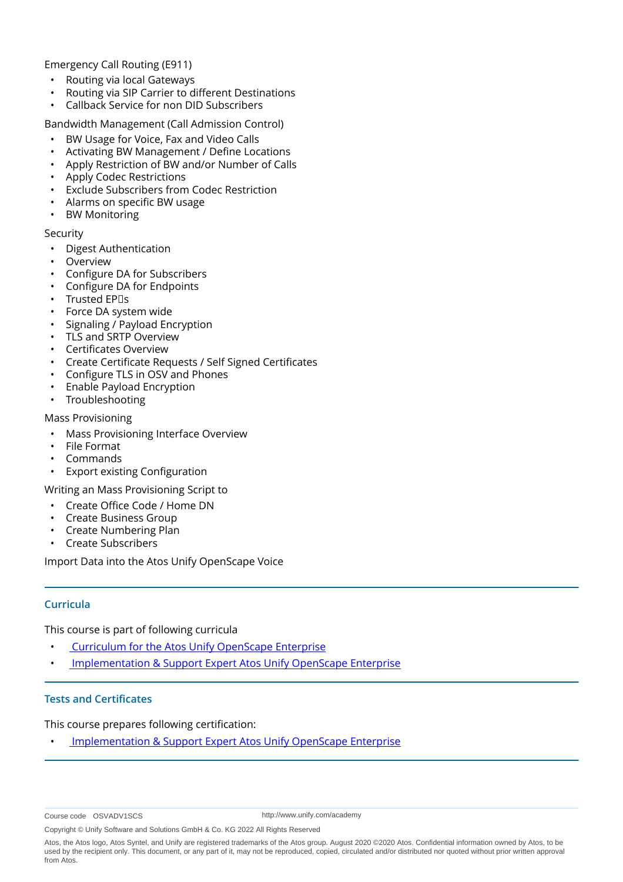Emergency Call Routing (E911)

- Routing via local Gateways
- Routing via SIP Carrier to different Destinations
- Callback Service for non DID Subscribers

Bandwidth Management (Call Admission Control)

- BW Usage for Voice, Fax and Video Calls
- Activating BW Management / Define Locations
- Apply Restriction of BW and/or Number of Calls
- Apply Codec Restrictions
- Exclude Subscribers from Codec Restriction
- Alarms on specific BW usage
- BW Monitoring

Security

- Digest Authentication
- Overview
- Configure DA for Subscribers
- Configure DA for Endpoints
- Trusted EP�s
- Force DA system wide
- Signaling / Payload Encryption
- TLS and SRTP Overview
- Certificates Overview
- Create Certificate Requests / Self Signed Certificates
- Configure TLS in OSV and Phones
- Enable Payload Encryption
- Troubleshooting

Mass Provisioning

- Mass Provisioning Interface Overview
- File Format
- Commands
- Export existing Configuration

Writing an Mass Provisioning Script to

- Create Office Code / Home DN
- Create Business Group
- Create Numbering Plan
- Create Subscribers

Import Data into the Atos Unify OpenScape Voice

### Curricula

This course is part of following curricula

- Curriculum for the Atos Unify OpenScape Enterprise
- Implementation & Support Expert Atos Unify OpenScape Enterprise

### Tests and Certificates

This course prepares following certification:

- Implementation & Support Expert Atos Unify OpenScape Enterprise

Course code OSVADV1SCS http://www.unify.com/academy

Copyright © Unify Software and Solutions GmbH & Co. KG 2022 All Rights Reserved

Atos, the Atos logo, Atos Syntel, and Unify are registered trademarks of the Atos group. August 2020 ©2020 Atos. Confidential information owned by Atos, to be used by the recipient only. This document, or any part of it, may not be reproduced, copied, circulated and/or distributed nor quoted without prior written approval from Atos.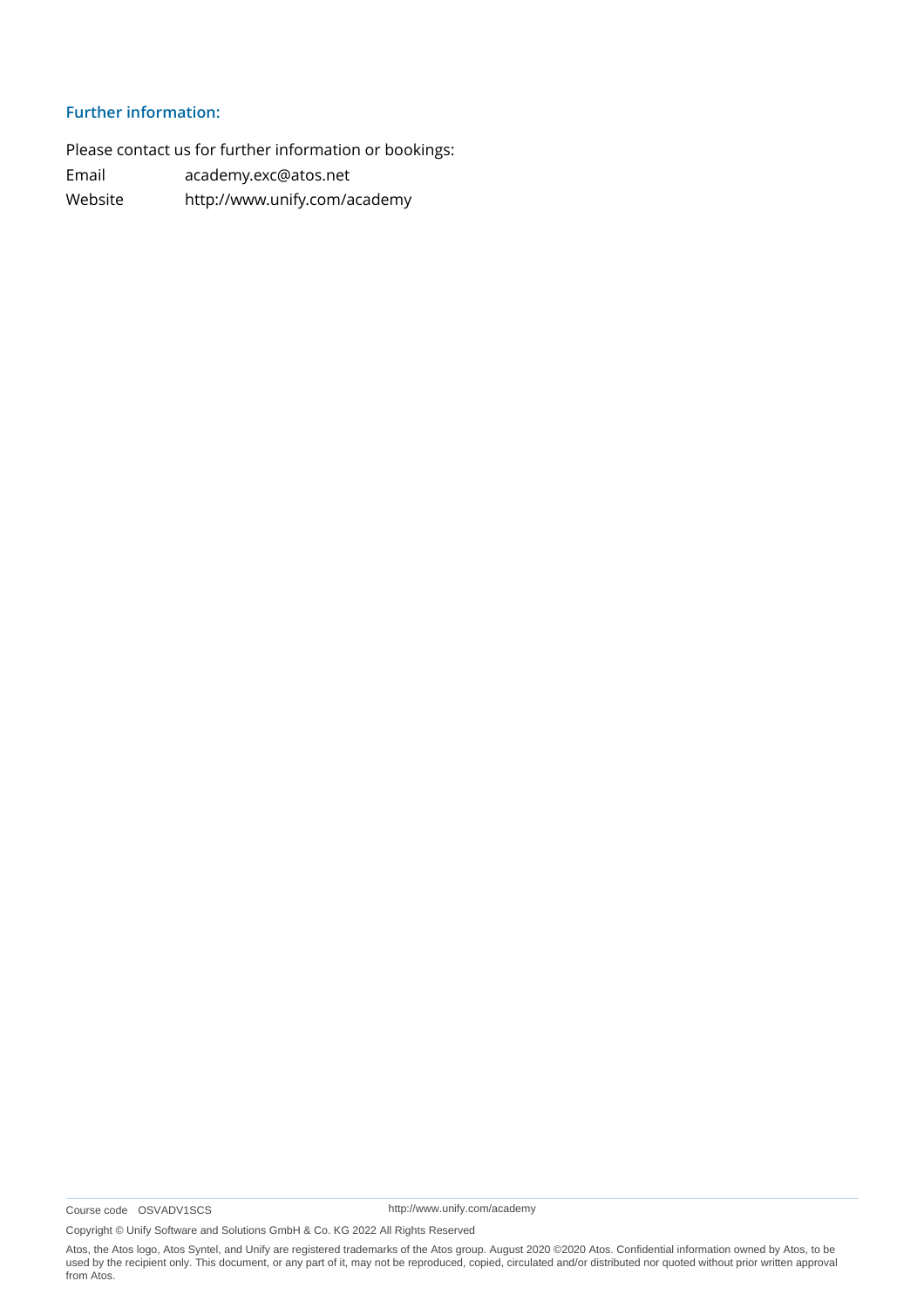### Further information:

Please contact us for further information or bookings:

| | |
|---|---|
| Email | academy.exc@atos.net |
| Website | http://www.unify.com/academy |

Course code OSVADV1SCS

http://www.unify.com/academy

Copyright © Unify Software and Solutions GmbH & Co. KG 2022 All Rights Reserved

Atos, the Atos logo, Atos Syntel, and Unify are registered trademarks of the Atos group. August 2020 ©2020 Atos. Confidential information owned by Atos, to be used by the recipient only. This document, or any part of it, may not be reproduced, copied, circulated and/or distributed nor quoted without prior written approval from Atos.